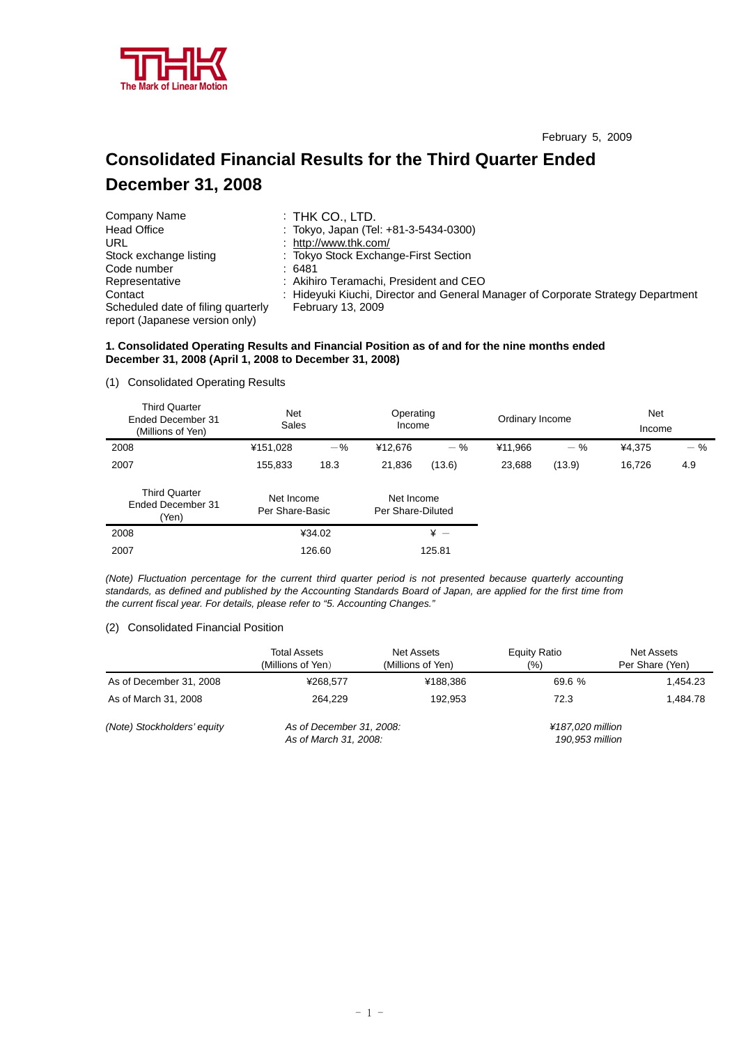THK

The Mark of Linear Motion

February 5, 2009

# Consolidated Financial Results for the Third Quarter Ended December 31, 2008

| | |
|---|---|
| Company Name | : THK CO., LTD. |
| Head Office | : Tokyo, Japan (Tel: +81-3-5434-0300) |
| URL | : http://www.thk.com/ |
| Stock exchange listing | : Tokyo Stock Exchange-First Section |
| Code number | : 6481 |
| Representative | : Akihiro Teramachi, President and CEO |
| Contact | : Hideyuki Kiuchi, Director and General Manager of Corporate Strategy Department |
| Scheduled date of filing quarterly report (Japanese version only) | February 13, 2009 |

**1. Consolidated Operating Results and Financial Position as of and for the nine months ended December 31, 2008 (April 1, 2008 to December 31, 2008)**

(1) Consolidated Operating Results

| Third Quarter Ended December 31 (Millions of Yen) | Net Sales | | Operating Income | | Ordinary Income | | Net Income | |
|---|---|---|---|---|---|---|---|---|
| 2008 | ¥151,028 | －% | ¥12,676 | －% | ¥11,966 | －% | ¥4,375 | －% |
| 2007 | 155,833 | 18.3 | 21,836 | (13.6) | 23,688 | (13.9) | 16,726 | 4.9 |

| Third Quarter Ended December 31 (Yen) | Net Income Per Share-Basic | Net Income Per Share-Diluted |
|---|---|---|
| 2008 | ¥34.02 | ¥ － |
| 2007 | 126.60 | 125.81 |

*(Note) Fluctuation percentage for the current third quarter period is not presented because quarterly accounting standards, as defined and published by the Accounting Standards Board of Japan, are applied for the first time from the current fiscal year. For details, please refer to "5. Accounting Changes."*

(2) Consolidated Financial Position

| | Total Assets (Millions of Yen) | Net Assets (Millions of Yen) | Equity Ratio (%) | Net Assets Per Share (Yen) |
|---|---|---|---|---|
| As of December 31, 2008 | ¥268,577 | ¥188,386 | 69.6 % | 1,454.23 |
| As of March 31, 2008 | 264,229 | 192,953 | 72.3 | 1,484.78 |

*(Note) Stockholders' equity &nbsp;&nbsp; As of December 31, 2008: ¥187,020 million*
*As of March 31, 2008: 190,953 million*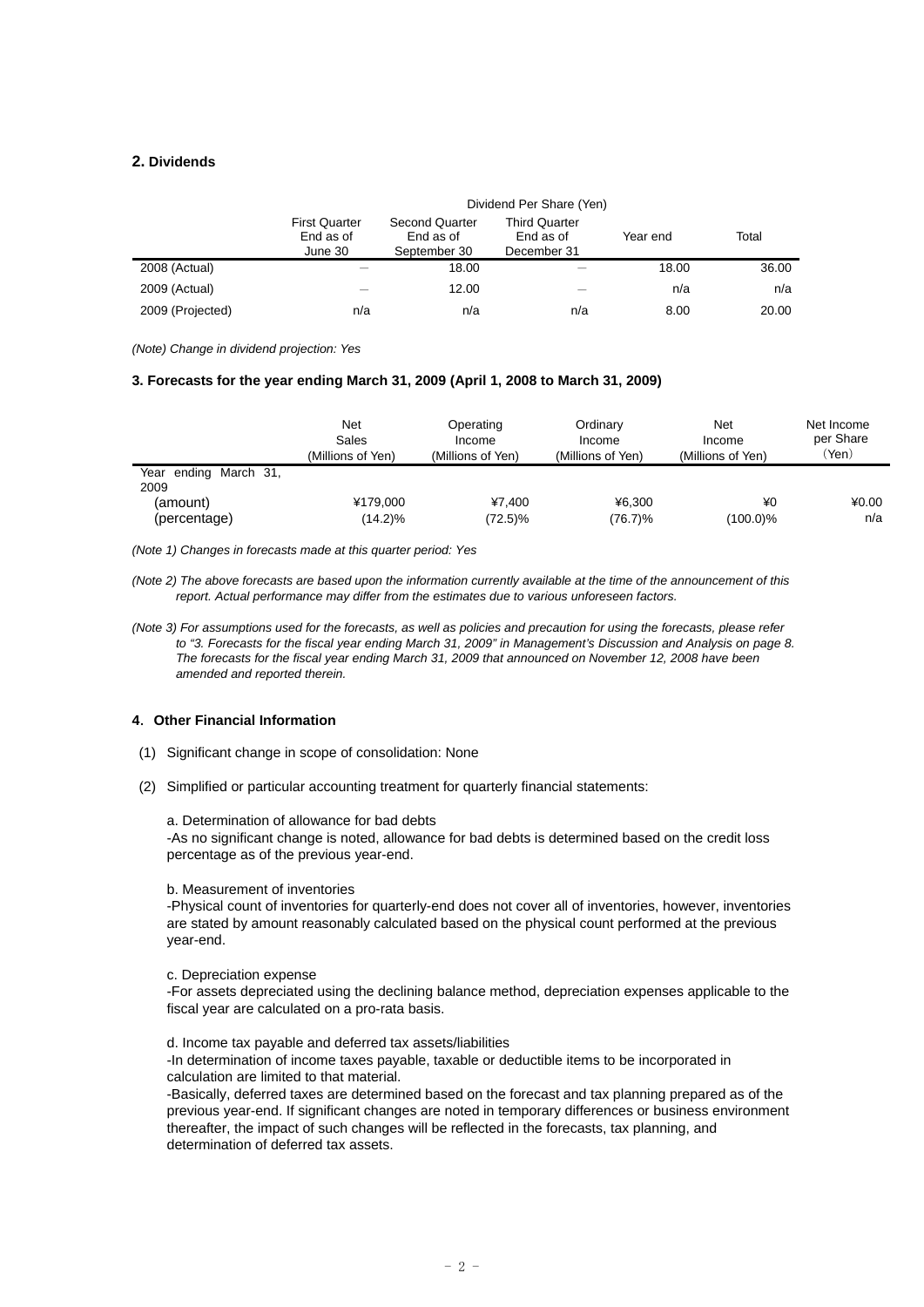## 2. Dividends

| | Dividend Per Share (Yen) | | | | |
|---|---|---|---|---|---|
| | First Quarter End as of June 30 | Second Quarter End as of September 30 | Third Quarter End as of December 31 | Year end | Total |
| 2008 (Actual) | — | 18.00 | — | 18.00 | 36.00 |
| 2009 (Actual) | — | 12.00 | — | n/a | n/a |
| 2009 (Projected) | n/a | n/a | n/a | 8.00 | 20.00 |

*(Note) Change in dividend projection: Yes*

### 3. Forecasts for the year ending March 31, 2009 (April 1, 2008 to March 31, 2009)

| | Net Sales (Millions of Yen) | Operating Income (Millions of Yen) | Ordinary Income (Millions of Yen) | Net Income (Millions of Yen) | Net Income per Share (Yen) |
|---|---|---|---|---|---|
| Year ending March 31, 2009 | | | | | |
| (amount) | ¥179,000 | ¥7,400 | ¥6,300 | ¥0 | ¥0.00 |
| (percentage) | (14.2)% | (72.5)% | (76.7)% | (100.0)% | n/a |

*(Note 1) Changes in forecasts made at this quarter period: Yes*

*(Note 2) The above forecasts are based upon the information currently available at the time of the announcement of this report. Actual performance may differ from the estimates due to various unforeseen factors.*

*(Note 3) For assumptions used for the forecasts, as well as policies and precaution for using the forecasts, please refer to "3. Forecasts for the fiscal year ending March 31, 2009" in Management's Discussion and Analysis on page 8. The forecasts for the fiscal year ending March 31, 2009 that announced on November 12, 2008 have been amended and reported therein.*

### 4. Other Financial Information

(1) Significant change in scope of consolidation: None

(2) Simplified or particular accounting treatment for quarterly financial statements:

a. Determination of allowance for bad debts
-As no significant change is noted, allowance for bad debts is determined based on the credit loss percentage as of the previous year-end.

b. Measurement of inventories
-Physical count of inventories for quarterly-end does not cover all of inventories, however, inventories are stated by amount reasonably calculated based on the physical count performed at the previous year-end.

c. Depreciation expense
-For assets depreciated using the declining balance method, depreciation expenses applicable to the fiscal year are calculated on a pro-rata basis.

d. Income tax payable and deferred tax assets/liabilities
-In determination of income taxes payable, taxable or deductible items to be incorporated in calculation are limited to that material.
-Basically, deferred taxes are determined based on the forecast and tax planning prepared as of the previous year-end. If significant changes are noted in temporary differences or business environment thereafter, the impact of such changes will be reflected in the forecasts, tax planning, and determination of deferred tax assets.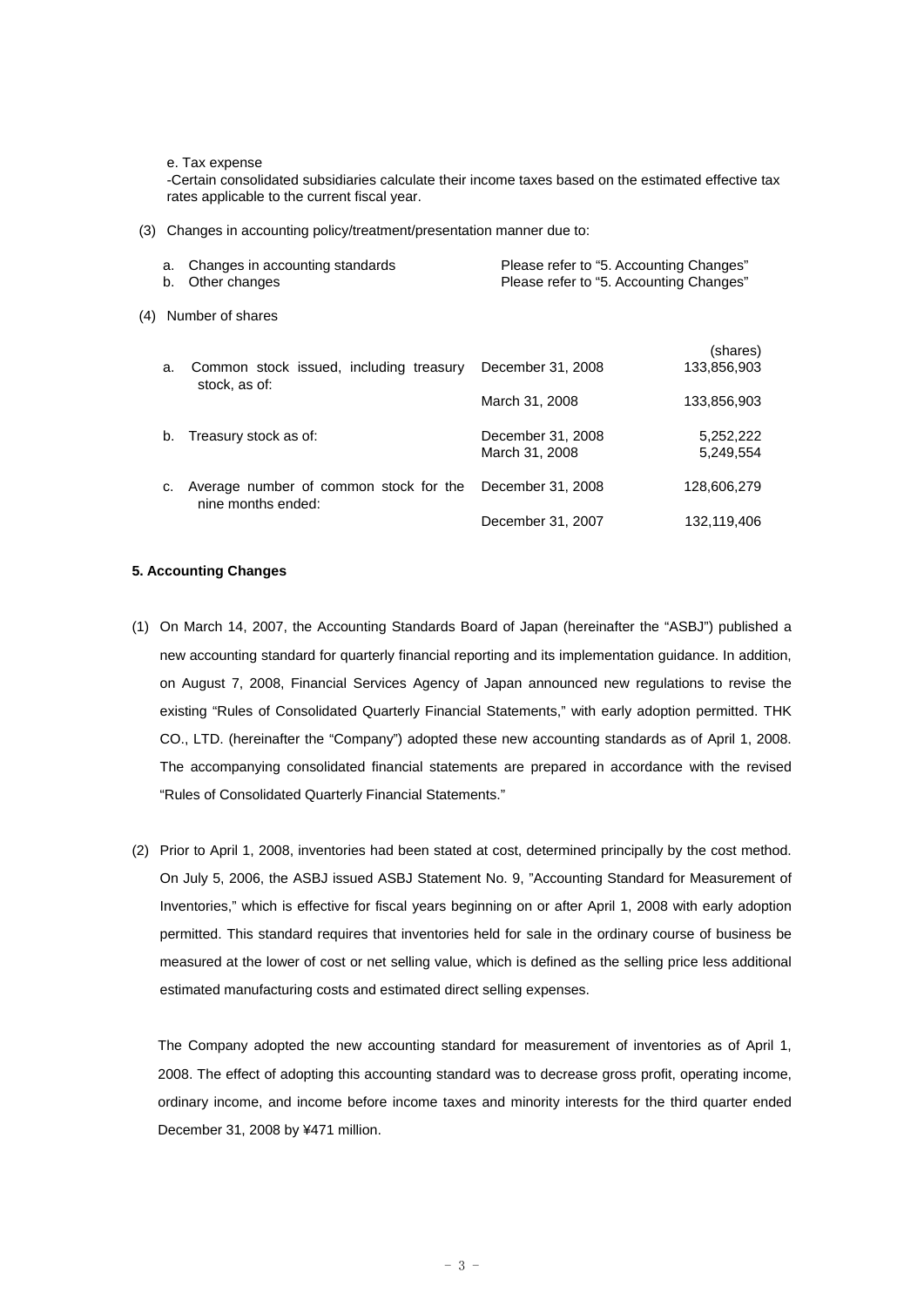e. Tax expense

-Certain consolidated subsidiaries calculate their income taxes based on the estimated effective tax rates applicable to the current fiscal year.

(3) Changes in accounting policy/treatment/presentation manner due to:

| | | |
|---|---|---|
| a. | Changes in accounting standards | Please refer to "5. Accounting Changes" |
| b. | Other changes | Please refer to "5. Accounting Changes" |

(4) Number of shares

| | | | (shares) |
|---|---|---|---|
| a. | Common stock issued, including treasury stock, as of: | December 31, 2008 | 133,856,903 |
| | | March 31, 2008 | 133,856,903 |
| b. | Treasury stock as of: | December 31, 2008 | 5,252,222 |
| | | March 31, 2008 | 5,249,554 |
| c. | Average number of common stock for the nine months ended: | December 31, 2008 | 128,606,279 |
| | | December 31, 2007 | 132,119,406 |

**5. Accounting Changes**

(1) On March 14, 2007, the Accounting Standards Board of Japan (hereinafter the "ASBJ") published a new accounting standard for quarterly financial reporting and its implementation guidance. In addition, on August 7, 2008, Financial Services Agency of Japan announced new regulations to revise the existing "Rules of Consolidated Quarterly Financial Statements," with early adoption permitted. THK CO., LTD. (hereinafter the "Company") adopted these new accounting standards as of April 1, 2008. The accompanying consolidated financial statements are prepared in accordance with the revised "Rules of Consolidated Quarterly Financial Statements."

(2) Prior to April 1, 2008, inventories had been stated at cost, determined principally by the cost method. On July 5, 2006, the ASBJ issued ASBJ Statement No. 9, "Accounting Standard for Measurement of Inventories," which is effective for fiscal years beginning on or after April 1, 2008 with early adoption permitted. This standard requires that inventories held for sale in the ordinary course of business be measured at the lower of cost or net selling value, which is defined as the selling price less additional estimated manufacturing costs and estimated direct selling expenses.

The Company adopted the new accounting standard for measurement of inventories as of April 1, 2008. The effect of adopting this accounting standard was to decrease gross profit, operating income, ordinary income, and income before income taxes and minority interests for the third quarter ended December 31, 2008 by ¥471 million.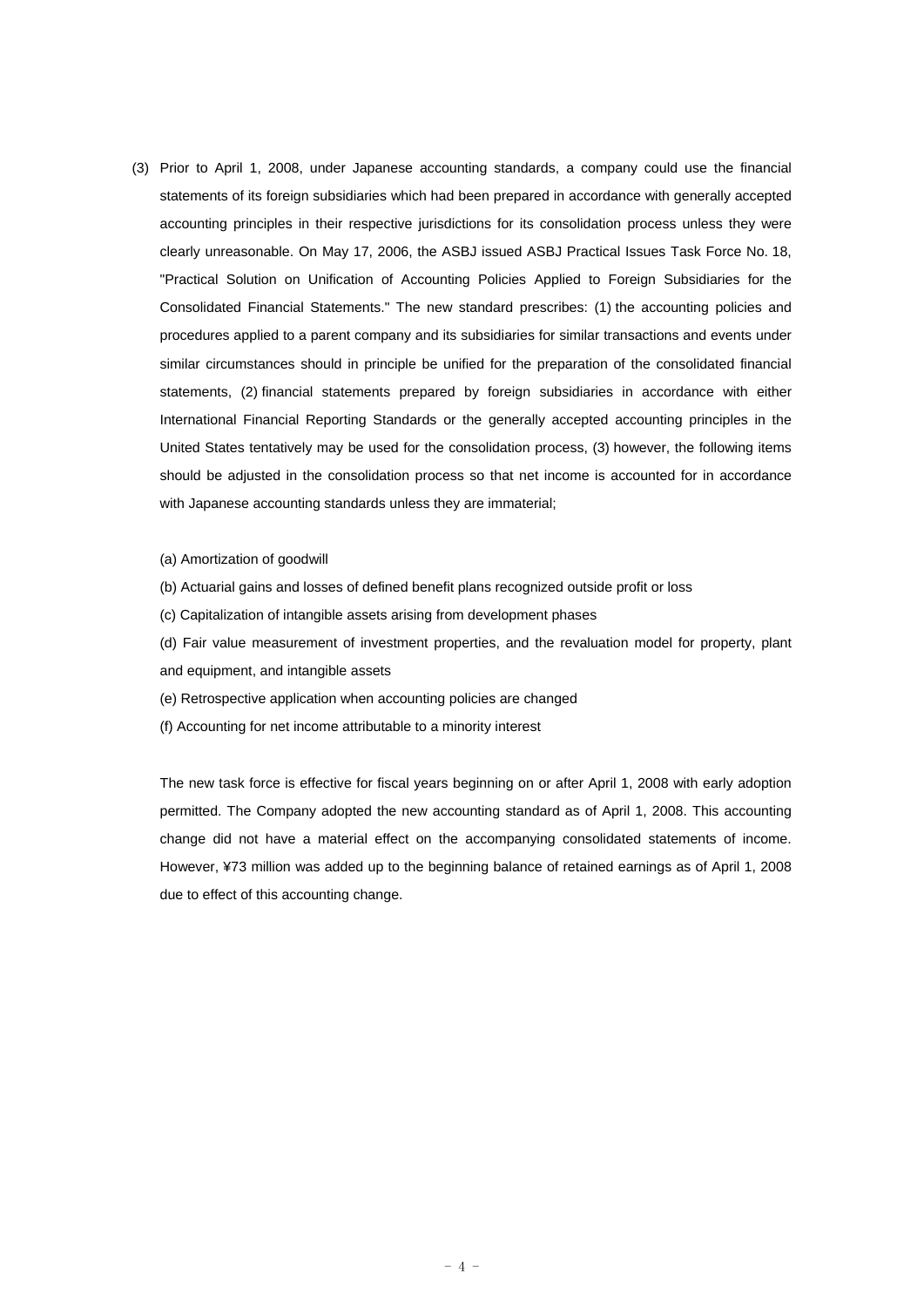(3) Prior to April 1, 2008, under Japanese accounting standards, a company could use the financial statements of its foreign subsidiaries which had been prepared in accordance with generally accepted accounting principles in their respective jurisdictions for its consolidation process unless they were clearly unreasonable. On May 17, 2006, the ASBJ issued ASBJ Practical Issues Task Force No. 18, "Practical Solution on Unification of Accounting Policies Applied to Foreign Subsidiaries for the Consolidated Financial Statements." The new standard prescribes: (1) the accounting policies and procedures applied to a parent company and its subsidiaries for similar transactions and events under similar circumstances should in principle be unified for the preparation of the consolidated financial statements, (2) financial statements prepared by foreign subsidiaries in accordance with either International Financial Reporting Standards or the generally accepted accounting principles in the United States tentatively may be used for the consolidation process, (3) however, the following items should be adjusted in the consolidation process so that net income is accounted for in accordance with Japanese accounting standards unless they are immaterial;

(a) Amortization of goodwill

(b) Actuarial gains and losses of defined benefit plans recognized outside profit or loss

(c) Capitalization of intangible assets arising from development phases

(d) Fair value measurement of investment properties, and the revaluation model for property, plant and equipment, and intangible assets

(e) Retrospective application when accounting policies are changed

(f) Accounting for net income attributable to a minority interest

The new task force is effective for fiscal years beginning on or after April 1, 2008 with early adoption permitted. The Company adopted the new accounting standard as of April 1, 2008. This accounting change did not have a material effect on the accompanying consolidated statements of income. However, ¥73 million was added up to the beginning balance of retained earnings as of April 1, 2008 due to effect of this accounting change.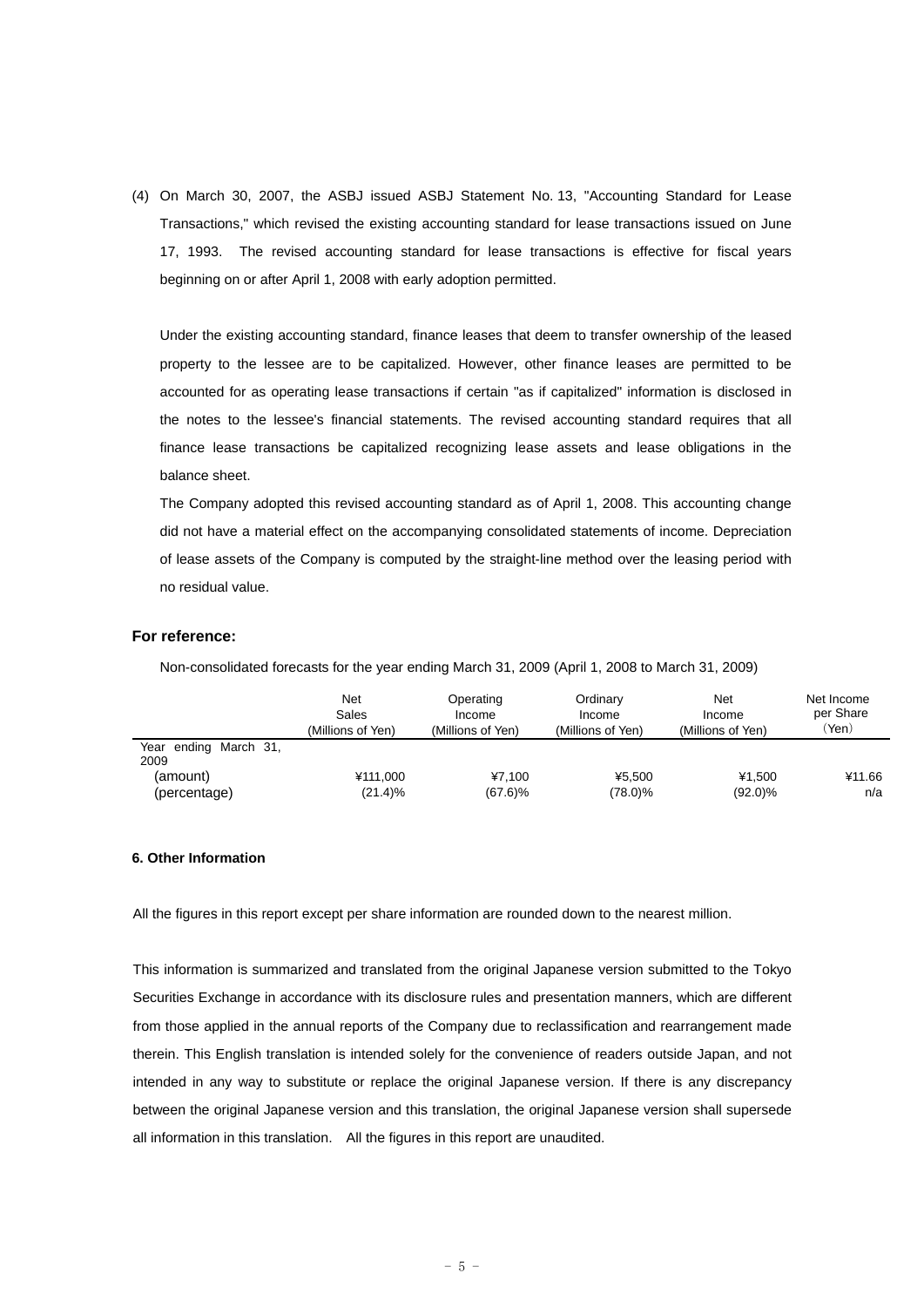(4) On March 30, 2007, the ASBJ issued ASBJ Statement No. 13, "Accounting Standard for Lease Transactions," which revised the existing accounting standard for lease transactions issued on June 17, 1993. The revised accounting standard for lease transactions is effective for fiscal years beginning on or after April 1, 2008 with early adoption permitted.

Under the existing accounting standard, finance leases that deem to transfer ownership of the leased property to the lessee are to be capitalized. However, other finance leases are permitted to be accounted for as operating lease transactions if certain "as if capitalized" information is disclosed in the notes to the lessee's financial statements. The revised accounting standard requires that all finance lease transactions be capitalized recognizing lease assets and lease obligations in the balance sheet.

The Company adopted this revised accounting standard as of April 1, 2008. This accounting change did not have a material effect on the accompanying consolidated statements of income. Depreciation of lease assets of the Company is computed by the straight-line method over the leasing period with no residual value.

### For reference:

Non-consolidated forecasts for the year ending March 31, 2009 (April 1, 2008 to March 31, 2009)

| | Net Sales (Millions of Yen) | Operating Income (Millions of Yen) | Ordinary Income (Millions of Yen) | Net Income (Millions of Yen) | Net Income per Share (Yen) |
|---|---|---|---|---|---|
| Year ending March 31, 2009 | | | | | |
| (amount) | ¥111,000 | ¥7,100 | ¥5,500 | ¥1,500 | ¥11.66 |
| (percentage) | (21.4)% | (67.6)% | (78.0)% | (92.0)% | n/a |

#### 6. Other Information

All the figures in this report except per share information are rounded down to the nearest million.

This information is summarized and translated from the original Japanese version submitted to the Tokyo Securities Exchange in accordance with its disclosure rules and presentation manners, which are different from those applied in the annual reports of the Company due to reclassification and rearrangement made therein. This English translation is intended solely for the convenience of readers outside Japan, and not intended in any way to substitute or replace the original Japanese version. If there is any discrepancy between the original Japanese version and this translation, the original Japanese version shall supersede all information in this translation. All the figures in this report are unaudited.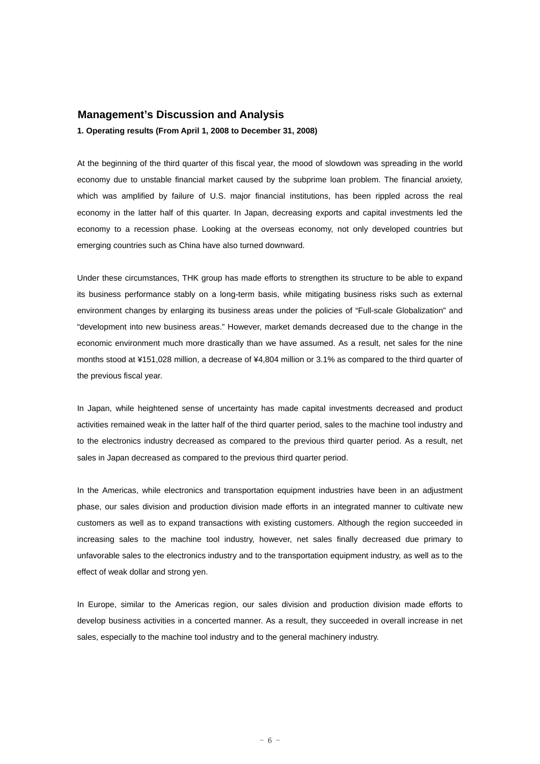## Management's Discussion and Analysis

**1. Operating results (From April 1, 2008 to December 31, 2008)**

At the beginning of the third quarter of this fiscal year, the mood of slowdown was spreading in the world economy due to unstable financial market caused by the subprime loan problem. The financial anxiety, which was amplified by failure of U.S. major financial institutions, has been rippled across the real economy in the latter half of this quarter. In Japan, decreasing exports and capital investments led the economy to a recession phase. Looking at the overseas economy, not only developed countries but emerging countries such as China have also turned downward.

Under these circumstances, THK group has made efforts to strengthen its structure to be able to expand its business performance stably on a long-term basis, while mitigating business risks such as external environment changes by enlarging its business areas under the policies of "Full-scale Globalization" and "development into new business areas." However, market demands decreased due to the change in the economic environment much more drastically than we have assumed. As a result, net sales for the nine months stood at ¥151,028 million, a decrease of ¥4,804 million or 3.1% as compared to the third quarter of the previous fiscal year.

In Japan, while heightened sense of uncertainty has made capital investments decreased and product activities remained weak in the latter half of the third quarter period, sales to the machine tool industry and to the electronics industry decreased as compared to the previous third quarter period. As a result, net sales in Japan decreased as compared to the previous third quarter period.

In the Americas, while electronics and transportation equipment industries have been in an adjustment phase, our sales division and production division made efforts in an integrated manner to cultivate new customers as well as to expand transactions with existing customers. Although the region succeeded in increasing sales to the machine tool industry, however, net sales finally decreased due primary to unfavorable sales to the electronics industry and to the transportation equipment industry, as well as to the effect of weak dollar and strong yen.

In Europe, similar to the Americas region, our sales division and production division made efforts to develop business activities in a concerted manner. As a result, they succeeded in overall increase in net sales, especially to the machine tool industry and to the general machinery industry.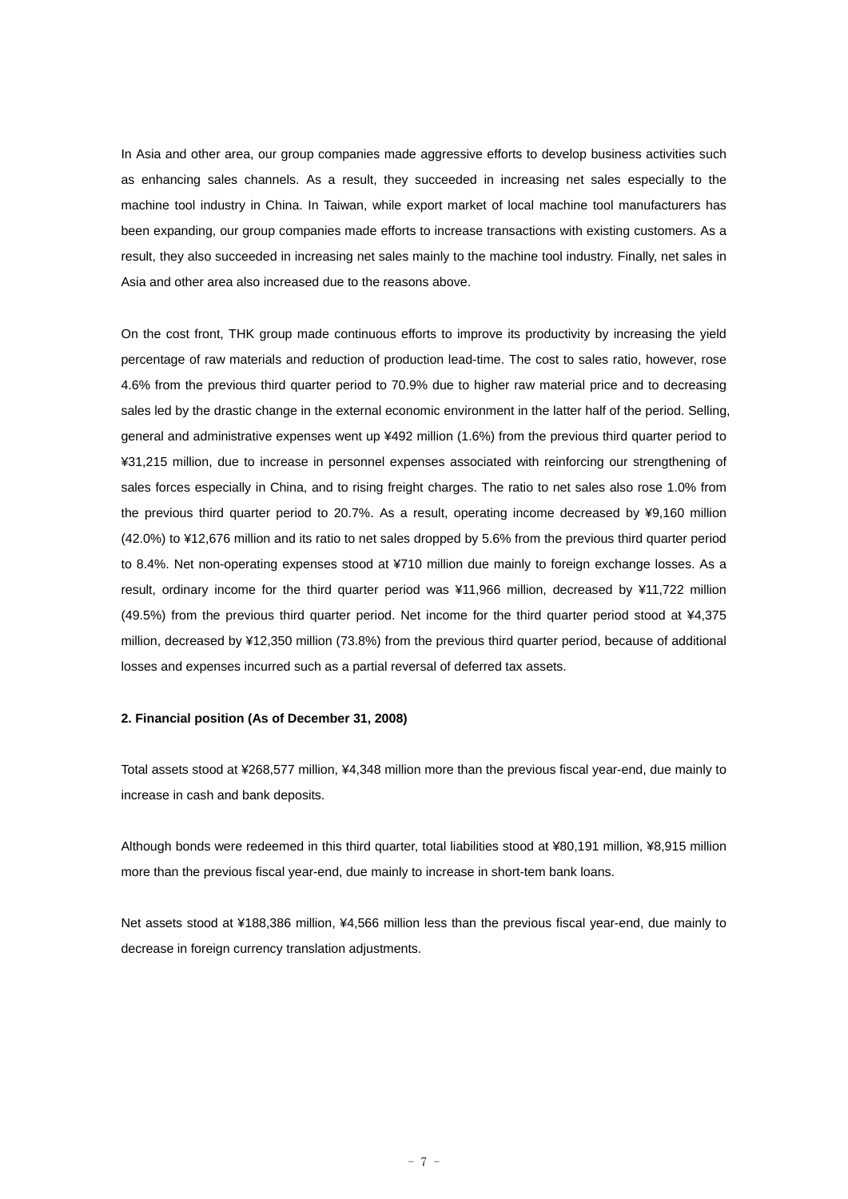In Asia and other area, our group companies made aggressive efforts to develop business activities such as enhancing sales channels. As a result, they succeeded in increasing net sales especially to the machine tool industry in China. In Taiwan, while export market of local machine tool manufacturers has been expanding, our group companies made efforts to increase transactions with existing customers. As a result, they also succeeded in increasing net sales mainly to the machine tool industry. Finally, net sales in Asia and other area also increased due to the reasons above.

On the cost front, THK group made continuous efforts to improve its productivity by increasing the yield percentage of raw materials and reduction of production lead-time. The cost to sales ratio, however, rose 4.6% from the previous third quarter period to 70.9% due to higher raw material price and to decreasing sales led by the drastic change in the external economic environment in the latter half of the period. Selling, general and administrative expenses went up ¥492 million (1.6%) from the previous third quarter period to ¥31,215 million, due to increase in personnel expenses associated with reinforcing our strengthening of sales forces especially in China, and to rising freight charges. The ratio to net sales also rose 1.0% from the previous third quarter period to 20.7%. As a result, operating income decreased by ¥9,160 million (42.0%) to ¥12,676 million and its ratio to net sales dropped by 5.6% from the previous third quarter period to 8.4%. Net non-operating expenses stood at ¥710 million due mainly to foreign exchange losses. As a result, ordinary income for the third quarter period was ¥11,966 million, decreased by ¥11,722 million (49.5%) from the previous third quarter period. Net income for the third quarter period stood at ¥4,375 million, decreased by ¥12,350 million (73.8%) from the previous third quarter period, because of additional losses and expenses incurred such as a partial reversal of deferred tax assets.

**2. Financial position (As of December 31, 2008)**

Total assets stood at ¥268,577 million, ¥4,348 million more than the previous fiscal year-end, due mainly to increase in cash and bank deposits.

Although bonds were redeemed in this third quarter, total liabilities stood at ¥80,191 million, ¥8,915 million more than the previous fiscal year-end, due mainly to increase in short-tem bank loans.

Net assets stood at ¥188,386 million, ¥4,566 million less than the previous fiscal year-end, due mainly to decrease in foreign currency translation adjustments.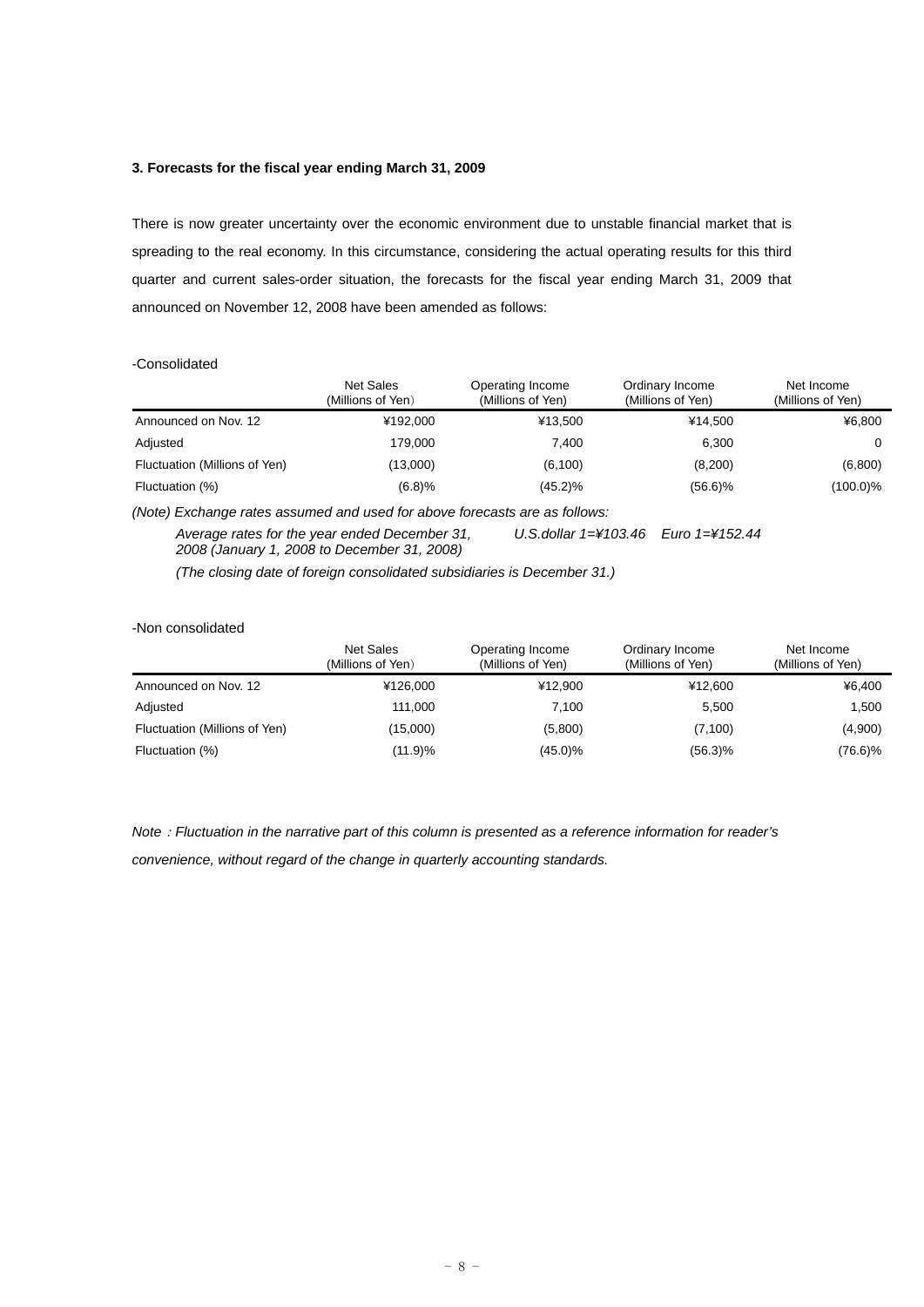### 3. Forecasts for the fiscal year ending March 31, 2009

There is now greater uncertainty over the economic environment due to unstable financial market that is spreading to the real economy. In this circumstance, considering the actual operating results for this third quarter and current sales-order situation, the forecasts for the fiscal year ending March 31, 2009 that announced on November 12, 2008 have been amended as follows:

-Consolidated

| | Net Sales (Millions of Yen) | Operating Income (Millions of Yen) | Ordinary Income (Millions of Yen) | Net Income (Millions of Yen) |
|---|---|---|---|---|
| Announced on Nov. 12 | ¥192,000 | ¥13,500 | ¥14,500 | ¥6,800 |
| Adjusted | 179,000 | 7,400 | 6,300 | 0 |
| Fluctuation (Millions of Yen) | (13,000) | (6,100) | (8,200) | (6,800) |
| Fluctuation (%) | (6.8)% | (45.2)% | (56.6)% | (100.0)% |

*(Note) Exchange rates assumed and used for above forecasts are as follows:*

*Average rates for the year ended December 31, 2008 (January 1, 2008 to December 31, 2008)* *U.S.dollar 1=¥103.46 Euro 1=¥152.44*

*(The closing date of foreign consolidated subsidiaries is December 31.)*

-Non consolidated

| | Net Sales (Millions of Yen) | Operating Income (Millions of Yen) | Ordinary Income (Millions of Yen) | Net Income (Millions of Yen) |
|---|---|---|---|---|
| Announced on Nov. 12 | ¥126,000 | ¥12,900 | ¥12,600 | ¥6,400 |
| Adjusted | 111,000 | 7,100 | 5,500 | 1,500 |
| Fluctuation (Millions of Yen) | (15,000) | (5,800) | (7,100) | (4,900) |
| Fluctuation (%) | (11.9)% | (45.0)% | (56.3)% | (76.6)% |

*Note：Fluctuation in the narrative part of this column is presented as a reference information for reader's convenience, without regard of the change in quarterly accounting standards.*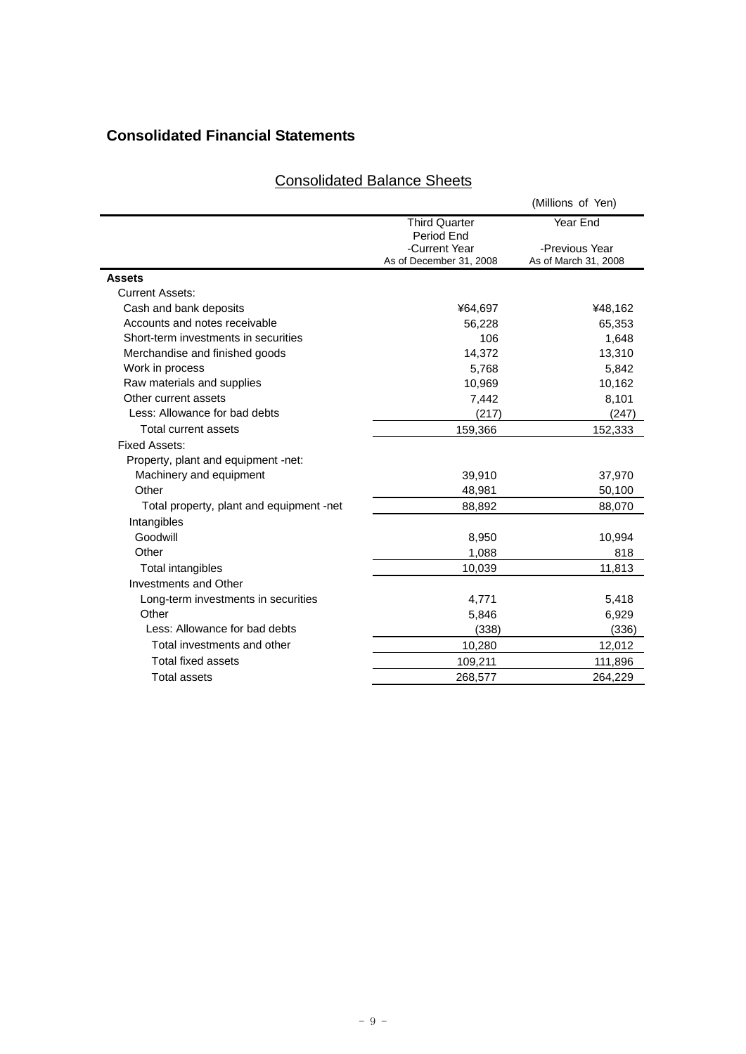## Consolidated Financial Statements

### Consolidated Balance Sheets

(Millions of Yen)

| | Third Quarter Period End -Current Year As of December 31, 2008 | Year End -Previous Year As of March 31, 2008 |
|---|---|---|
| **Assets** | | |
| Current Assets: | | |
| Cash and bank deposits | ¥64,697 | ¥48,162 |
| Accounts and notes receivable | 56,228 | 65,353 |
| Short-term investments in securities | 106 | 1,648 |
| Merchandise and finished goods | 14,372 | 13,310 |
| Work in process | 5,768 | 5,842 |
| Raw materials and supplies | 10,969 | 10,162 |
| Other current assets | 7,442 | 8,101 |
| Less: Allowance for bad debts | (217) | (247) |
| Total current assets | 159,366 | 152,333 |
| Fixed Assets: | | |
| Property, plant and equipment -net: | | |
| Machinery and equipment | 39,910 | 37,970 |
| Other | 48,981 | 50,100 |
| Total property, plant and equipment -net | 88,892 | 88,070 |
| Intangibles | | |
| Goodwill | 8,950 | 10,994 |
| Other | 1,088 | 818 |
| Total intangibles | 10,039 | 11,813 |
| Investments and Other | | |
| Long-term investments in securities | 4,771 | 5,418 |
| Other | 5,846 | 6,929 |
| Less: Allowance for bad debts | (338) | (336) |
| Total investments and other | 10,280 | 12,012 |
| Total fixed assets | 109,211 | 111,896 |
| Total assets | 268,577 | 264,229 |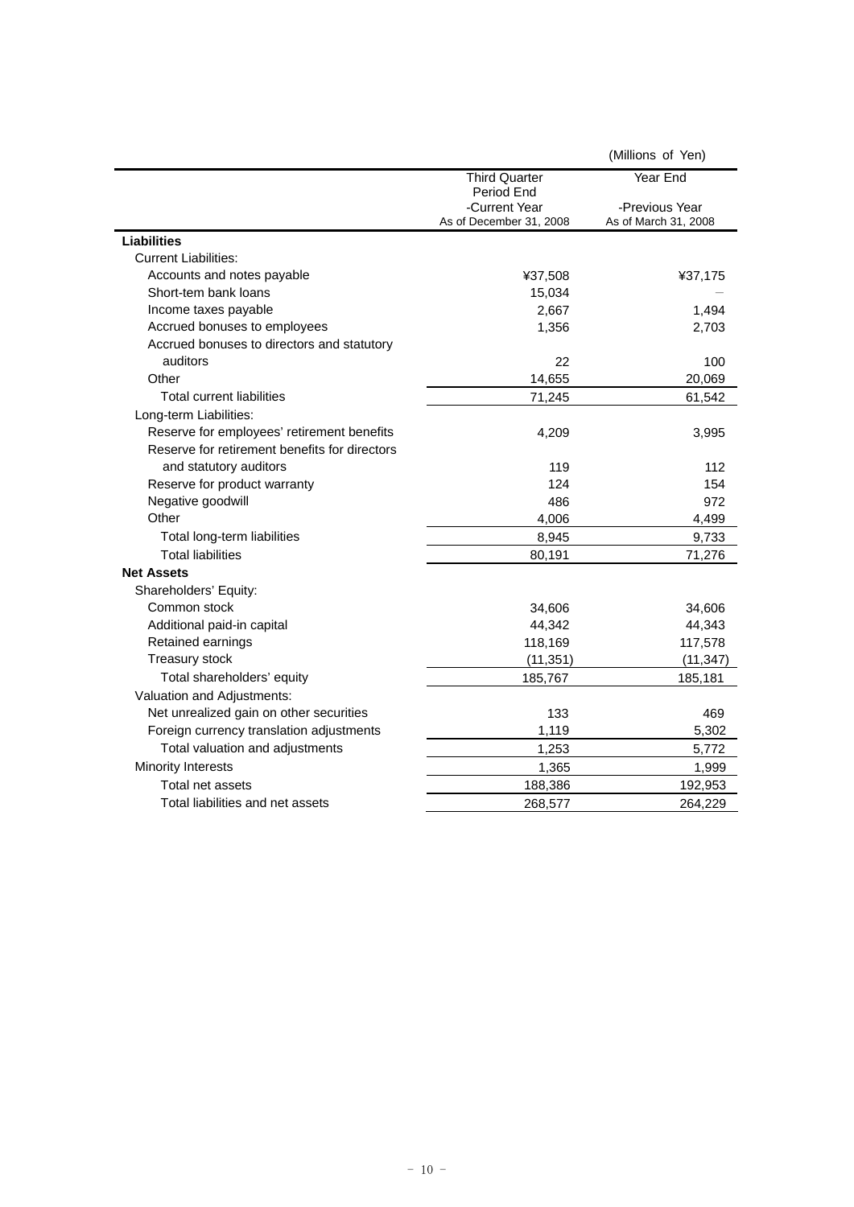(Millions of Yen)

| | Third Quarter Period End -Current Year As of December 31, 2008 | Year End -Previous Year As of March 31, 2008 |
|---|---|---|
| **Liabilities** | | |
| Current Liabilities: | | |
| Accounts and notes payable | ¥37,508 | ¥37,175 |
| Short-tem bank loans | 15,034 | – |
| Income taxes payable | 2,667 | 1,494 |
| Accrued bonuses to employees | 1,356 | 2,703 |
| Accrued bonuses to directors and statutory auditors | 22 | 100 |
| Other | 14,655 | 20,069 |
| Total current liabilities | 71,245 | 61,542 |
| Long-term Liabilities: | | |
| Reserve for employees' retirement benefits | 4,209 | 3,995 |
| Reserve for retirement benefits for directors and statutory auditors | 119 | 112 |
| Reserve for product warranty | 124 | 154 |
| Negative goodwill | 486 | 972 |
| Other | 4,006 | 4,499 |
| Total long-term liabilities | 8,945 | 9,733 |
| Total liabilities | 80,191 | 71,276 |
| **Net Assets** | | |
| Shareholders' Equity: | | |
| Common stock | 34,606 | 34,606 |
| Additional paid-in capital | 44,342 | 44,343 |
| Retained earnings | 118,169 | 117,578 |
| Treasury stock | (11,351) | (11,347) |
| Total shareholders' equity | 185,767 | 185,181 |
| Valuation and Adjustments: | | |
| Net unrealized gain on other securities | 133 | 469 |
| Foreign currency translation adjustments | 1,119 | 5,302 |
| Total valuation and adjustments | 1,253 | 5,772 |
| Minority Interests | 1,365 | 1,999 |
| Total net assets | 188,386 | 192,953 |
| Total liabilities and net assets | 268,577 | 264,229 |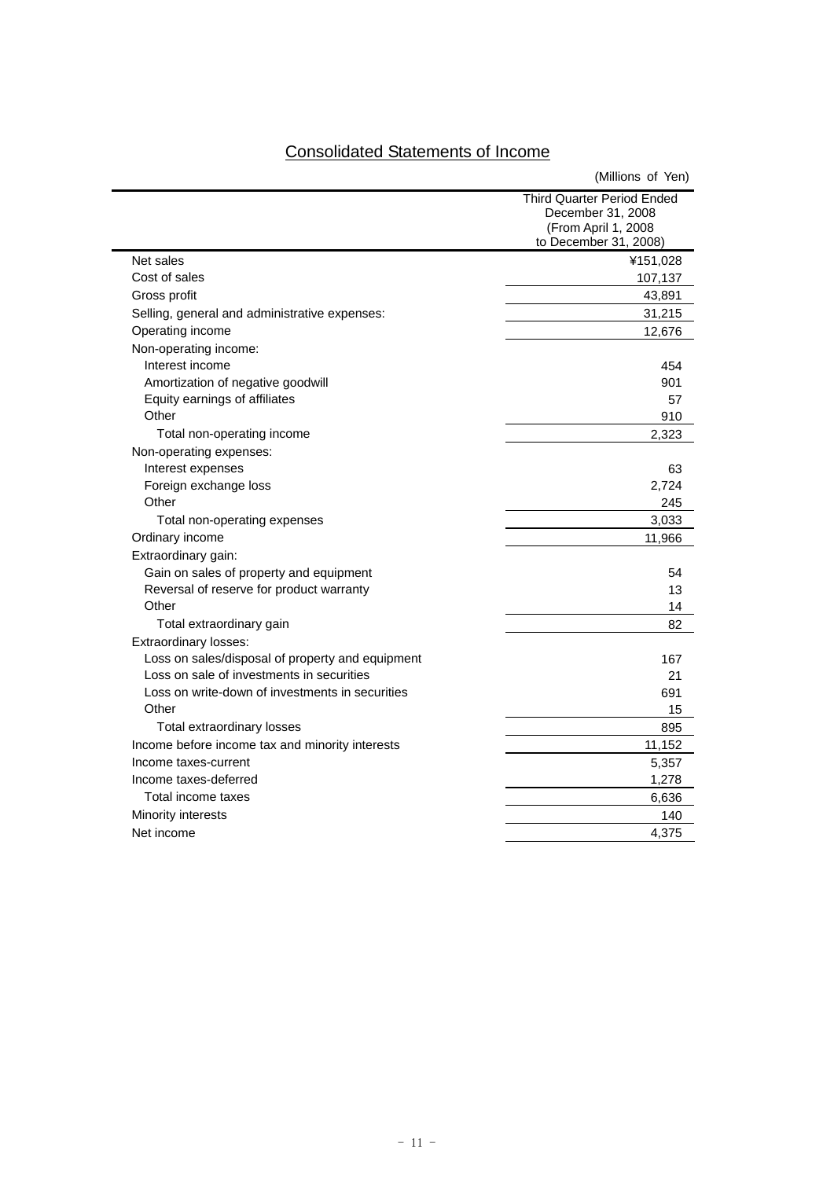## Consolidated Statements of Income

(Millions of Yen)

| | Third Quarter Period Ended December 31, 2008 (From April 1, 2008 to December 31, 2008) |
|---|---|
| Net sales | ¥151,028 |
| Cost of sales | 107,137 |
| Gross profit | 43,891 |
| Selling, general and administrative expenses: | 31,215 |
| Operating income | 12,676 |
| Non-operating income: | |
| Interest income | 454 |
| Amortization of negative goodwill | 901 |
| Equity earnings of affiliates | 57 |
| Other | 910 |
| Total non-operating income | 2,323 |
| Non-operating expenses: | |
| Interest expenses | 63 |
| Foreign exchange loss | 2,724 |
| Other | 245 |
| Total non-operating expenses | 3,033 |
| Ordinary income | 11,966 |
| Extraordinary gain: | |
| Gain on sales of property and equipment | 54 |
| Reversal of reserve for product warranty | 13 |
| Other | 14 |
| Total extraordinary gain | 82 |
| Extraordinary losses: | |
| Loss on sales/disposal of property and equipment | 167 |
| Loss on sale of investments in securities | 21 |
| Loss on write-down of investments in securities | 691 |
| Other | 15 |
| Total extraordinary losses | 895 |
| Income before income tax and minority interests | 11,152 |
| Income taxes-current | 5,357 |
| Income taxes-deferred | 1,278 |
| Total income taxes | 6,636 |
| Minority interests | 140 |
| Net income | 4,375 |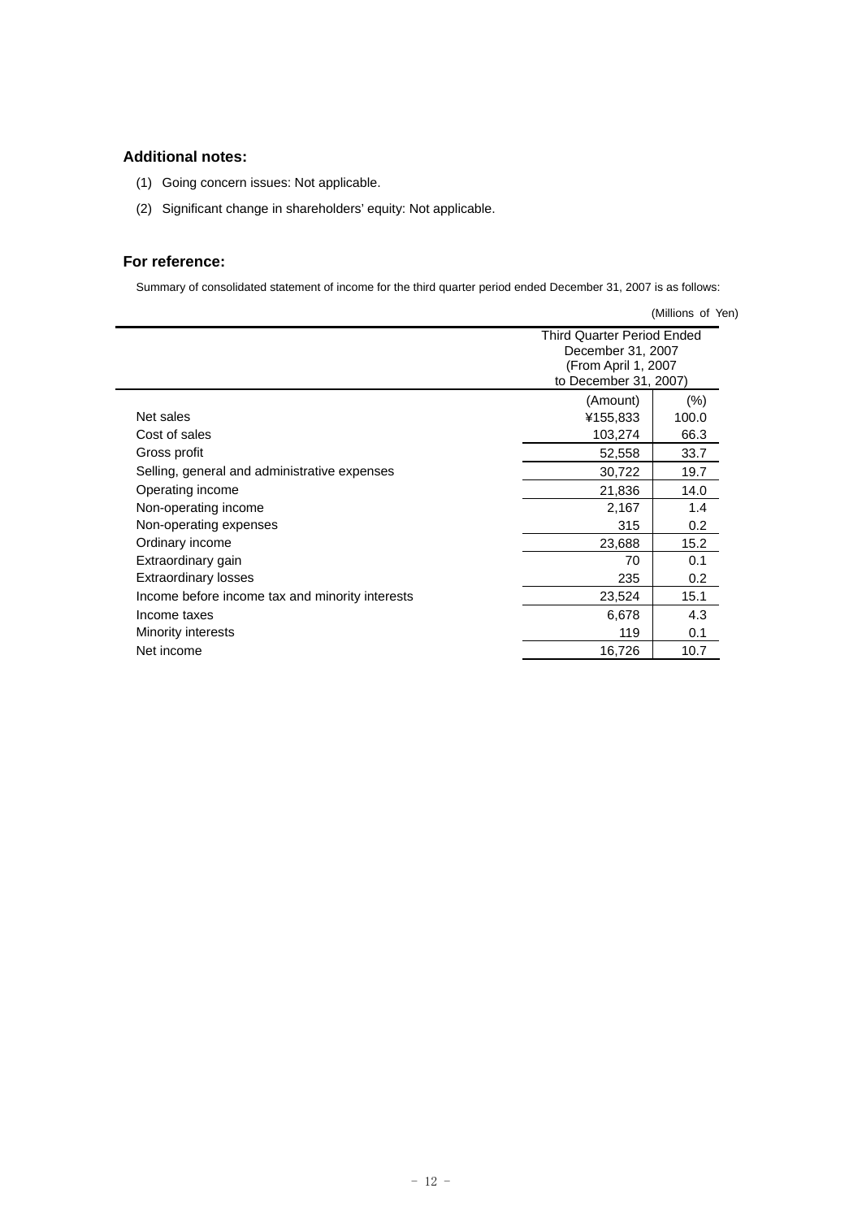## Additional notes:

(1) Going concern issues: Not applicable.

(2) Significant change in shareholders' equity: Not applicable.

## For reference:

Summary of consolidated statement of income for the third quarter period ended December 31, 2007 is as follows:

(Millions of Yen)

| | Third Quarter Period Ended December 31, 2007 (From April 1, 2007 to December 31, 2007) | |
|---|---|---|
| | (Amount) | (%) |
| Net sales | ¥155,833 | 100.0 |
| Cost of sales | 103,274 | 66.3 |
| Gross profit | 52,558 | 33.7 |
| Selling, general and administrative expenses | 30,722 | 19.7 |
| Operating income | 21,836 | 14.0 |
| Non-operating income | 2,167 | 1.4 |
| Non-operating expenses | 315 | 0.2 |
| Ordinary income | 23,688 | 15.2 |
| Extraordinary gain | 70 | 0.1 |
| Extraordinary losses | 235 | 0.2 |
| Income before income tax and minority interests | 23,524 | 15.1 |
| Income taxes | 6,678 | 4.3 |
| Minority interests | 119 | 0.1 |
| Net income | 16,726 | 10.7 |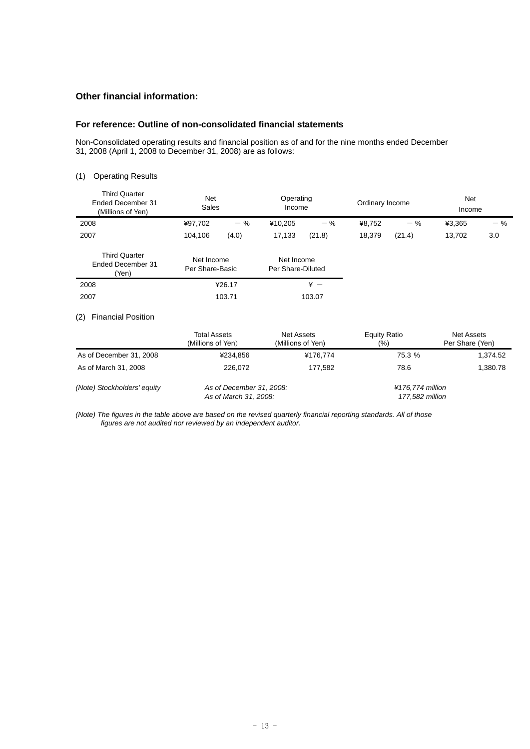**Other financial information:**

**For reference: Outline of non-consolidated financial statements**

Non-Consolidated operating results and financial position as of and for the nine months ended December 31, 2008 (April 1, 2008 to December 31, 2008) are as follows:

(1) Operating Results

| Third Quarter Ended December 31 (Millions of Yen) | Net Sales | | Operating Income | | Ordinary Income | | Net Income | |
|---|---|---|---|---|---|---|---|---|
| 2008 | ¥97,702 | － % | ¥10,205 | － % | ¥8,752 | － % | ¥3,365 | － % |
| 2007 | 104,106 | (4.0) | 17,133 | (21.8) | 18,379 | (21.4) | 13,702 | 3.0 |

| Third Quarter Ended December 31 (Yen) | Net Income Per Share-Basic | Net Income Per Share-Diluted |
|---|---|---|
| 2008 | ¥26.17 | ¥ － |
| 2007 | 103.71 | 103.07 |

(2) Financial Position

| | Total Assets (Millions of Yen) | Net Assets (Millions of Yen) | Equity Ratio (%) | Net Assets Per Share (Yen) |
|---|---|---|---|---|
| As of December 31, 2008 | ¥234,856 | ¥176,774 | 75.3 % | 1,374.52 |
| As of March 31, 2008 | 226,072 | 177,582 | 78.6 | 1,380.78 |

*(Note) Stockholders' equity* *As of December 31, 2008:* *¥176,774 million*
*As of March 31, 2008:* *177,582 million*

*(Note) The figures in the table above are based on the revised quarterly financial reporting standards. All of those figures are not audited nor reviewed by an independent auditor.*